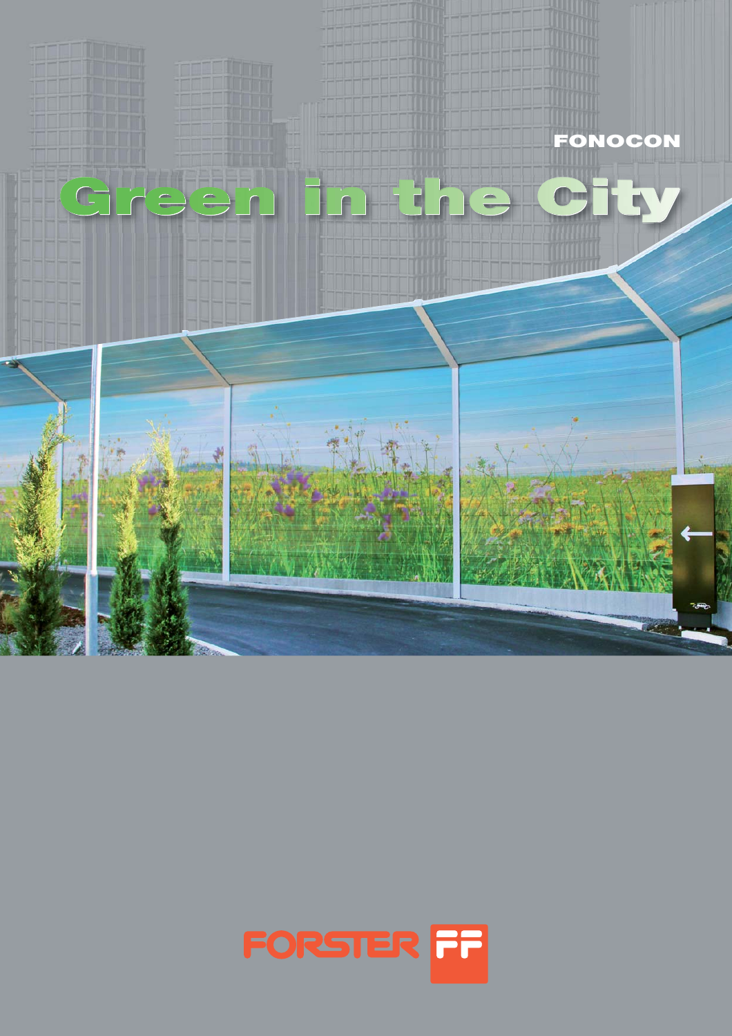FONOCON

# Green in the City

FORSTER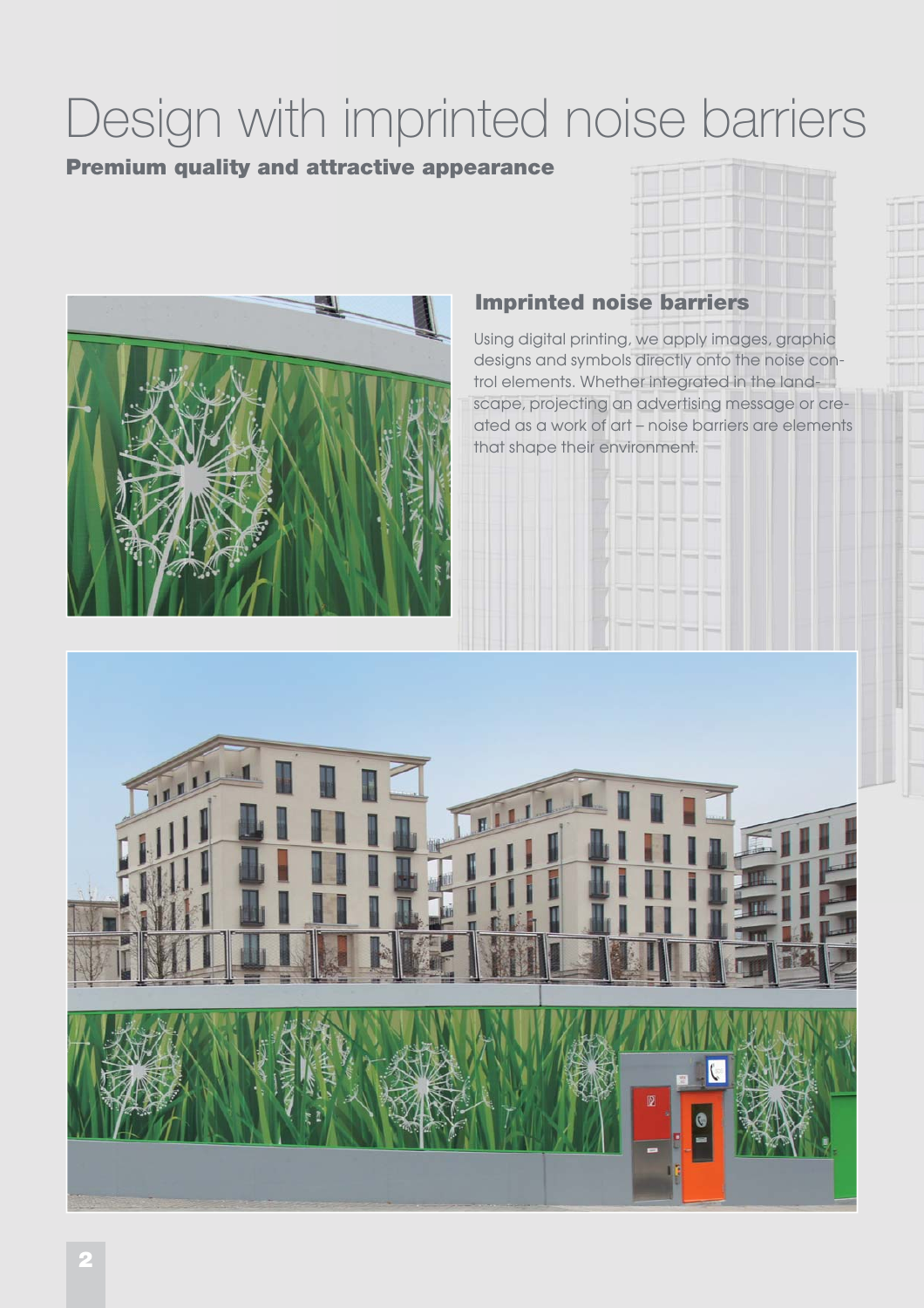# Design with imprinted noise barriers

**Premium quality and attractive appearance**

### Imprinted noise barriers

Using digital printing, we apply images, graphic designs and symbols directly onto the noise control elements. Whether integrated in the landscape, projecting an advertising message or created as a work of art – noise barriers are elements that shape their environment.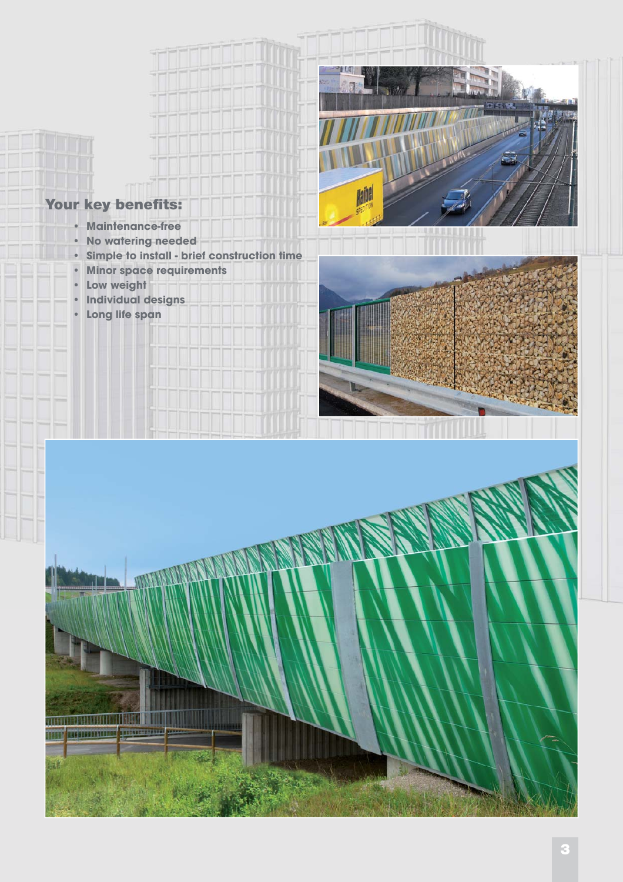## Your key benefits:

- Maintenance-free
- No watering needed
- Simple to install - brief construction time
- Minor space requirements
- Low weight
- Individual designs
- Long life span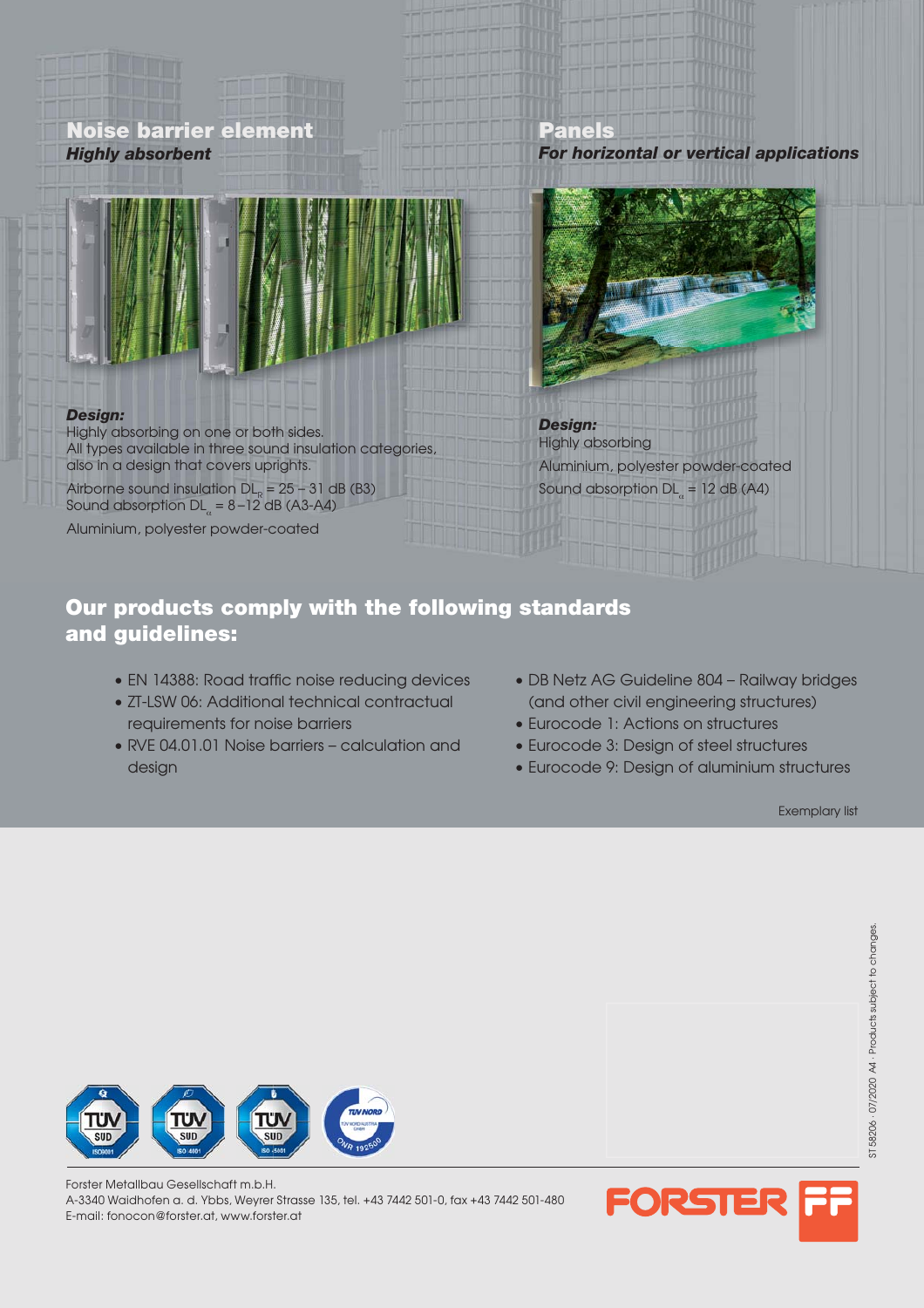## Noise barrier element

***Highly absorbent***

***Design:***

Highly absorbing on one or both sides.
All types available in three sound insulation categories, also in a design that covers uprights.

Airborne sound insulation $DL_R$ = 25 – 31 dB (B3)
Sound absorption $DL_\alpha$ = 8 – 12 dB (A3-A4)

Aluminium, polyester powder-coated

## Panels

***For horizontal or vertical applications***

***Design:***

Highly absorbing

Aluminium, polyester powder-coated

Sound absorption $DL_\alpha$ = 12 dB (A4)

## Our products comply with the following standards and guidelines:

- EN 14388: Road traffic noise reducing devices
- ZT-LSW 06: Additional technical contractual requirements for noise barriers
- RVE 04.01.01 Noise barriers – calculation and design
- DB Netz AG Guideline 804 – Railway bridges (and other civil engineering structures)
- Eurocode 1: Actions on structures
- Eurocode 3: Design of steel structures
- Eurocode 9: Design of aluminium structures

Exemplary list

ST 58206 · 07/2020 A4 · Products subject to changes.

Forster Metallbau Gesellschaft m.b.H.
A-3340 Waidhofen a. d. Ybbs, Weyrer Strasse 135, tel. +43 7442 501-0, fax +43 7442 501-480
E-mail: fonocon@forster.at, www.forster.at